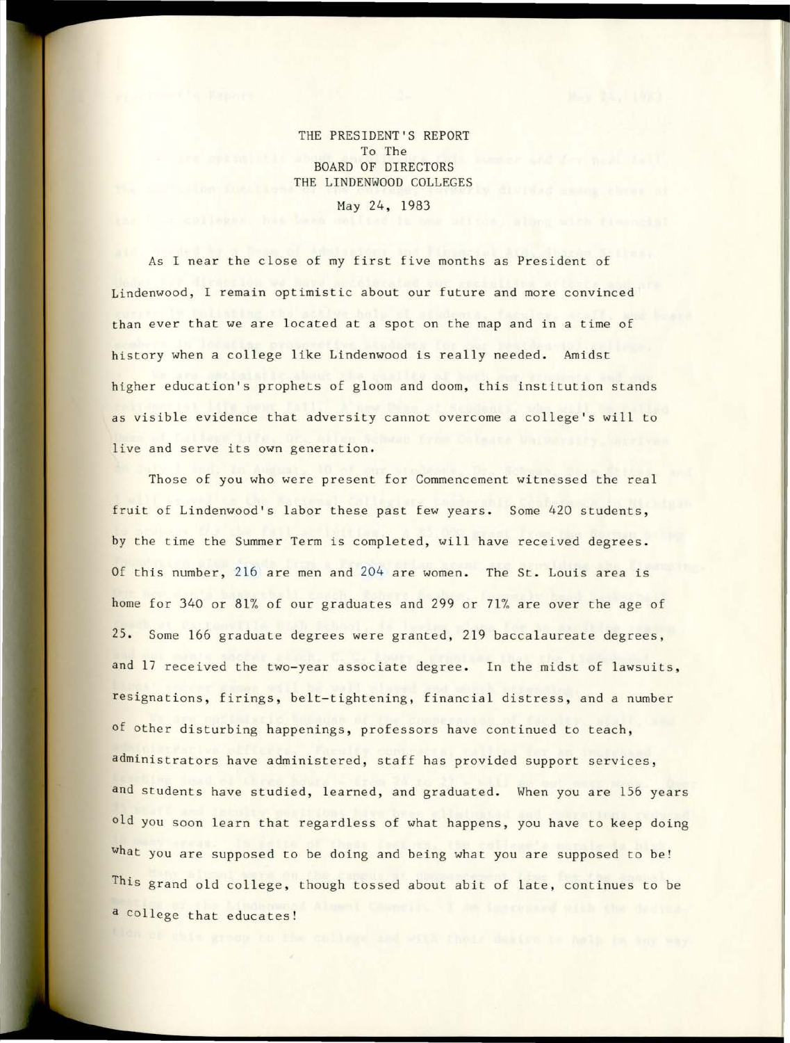THE PRESIDENT'S REPORT
To The
BOARD OF DIRECTORS
THE LINDENWOOD COLLEGES
May 24, 1983

As I near the close of my first five months as President of Lindenwood, I remain optimistic about our future and more convinced than ever that we are located at a spot on the map and in a time of history when a college like Lindenwood is really needed. Amidst higher education's prophets of gloom and doom, this institution stands as visible evidence that adversity cannot overcome a college's will to live and serve its own generation.

Those of you who were present for Commencement witnessed the real fruit of Lindenwood's labor these past few years. Some 420 students, by the time the Summer Term is completed, will have received degrees. Of this number, 216 are men and 204 are women. The St. Louis area is home for 340 or 81% of our graduates and 299 or 71% are over the age of 25. Some 166 graduate degrees were granted, 219 baccalaureate degrees, and 17 received the two-year associate degree. In the midst of lawsuits, resignations, firings, belt-tightening, financial distress, and a number of other disturbing happenings, professors have continued to teach, administrators have administered, staff has provided support services, and students have studied, learned, and graduated. When you are 156 years old you soon learn that regardless of what happens, you have to keep doing what you are supposed to be doing and being what you are supposed to be! This grand old college, though tossed about abit of late, continues to be a college that educates!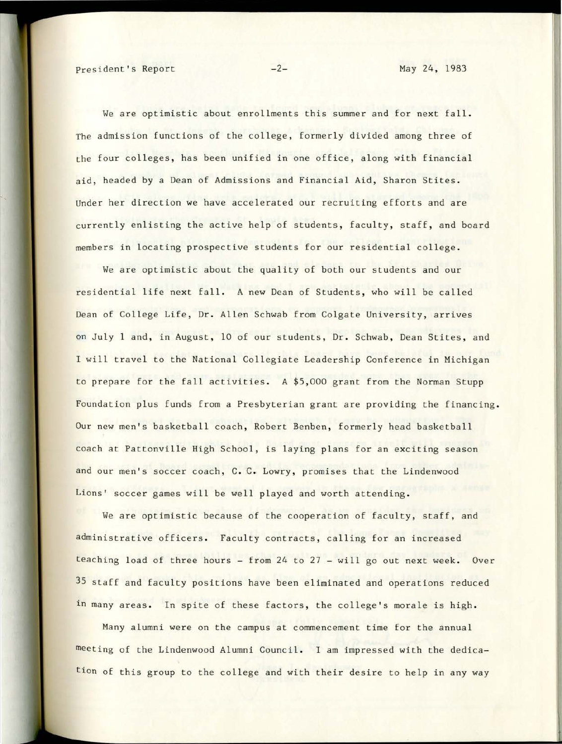We are optimistic about enrollments this summer and for next fall. The admission functions of the college, formerly divided among three of the four colleges, has been unified in one office, along with financial aid, headed by a Dean of Admissions and Financial Aid, Sharon Stites. Under her direction we have accelerated our recruiting efforts and are currently enlisting the active help of students, faculty, staff, and board members in locating prospective students for our residential college.

We are optimistic about the quality of both our students and our residential life next fall. A new Dean of Students, who will be called Dean of College Life, Dr. Allen Schwab from Colgate University, arrives on July 1 and, in August, 10 of our students, Dr. Schwab, Dean Stites, and I will travel to the National Collegiate Leadership Conference in Michigan to prepare for the fall activities. A $5,000 grant from the Norman Stupp Foundation plus funds from a Presbyterian grant are providing the financing. Our new men's basketball coach, Robert Benben, formerly head basketball coach at Pattonville High School, is laying plans for an exciting season and our men's soccer coach, C. C. Lowry, promises that the Lindenwood Lions' soccer games will be well played and worth attending.

We are optimistic because of the cooperation of faculty, staff, and administrative officers. Faculty contracts, calling for an increased teaching load of three hours - from 24 to 27 - will go out next week. Over 35 staff and faculty positions have been eliminated and operations reduced in many areas. In spite of these factors, the college's morale is high.

Many alumni were on the campus at commencement time for the annual meeting of the Lindenwood Alumni Council. I am impressed with the dedication of this group to the college and with their desire to help in any way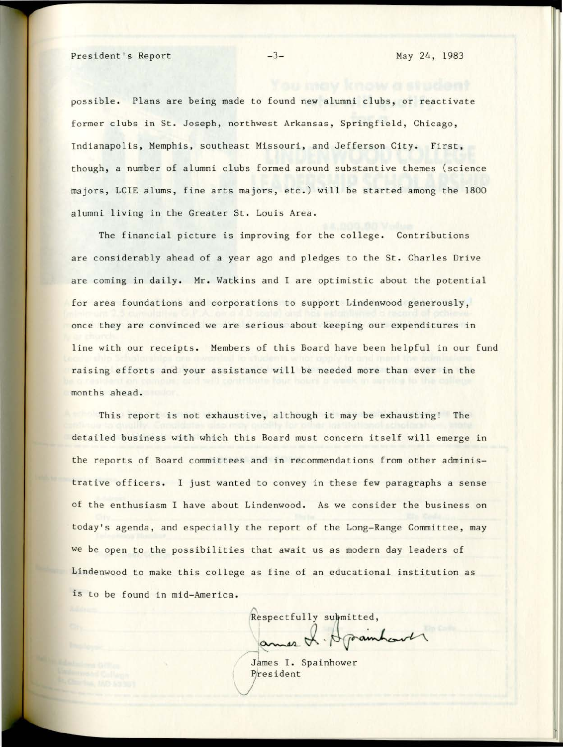possible. Plans are being made to found new alumni clubs, or reactivate former clubs in St. Joseph, northwest Arkansas, Springfield, Chicago, Indianapolis, Memphis, southeast Missouri, and Jefferson City. First, though, a number of alumni clubs formed around substantive themes (science majors, LCIE alums, fine arts majors, etc.) will be started among the 1800 alumni living in the Greater St. Louis Area.

The financial picture is improving for the college. Contributions are considerably ahead of a year ago and pledges to the St. Charles Drive are coming in daily. Mr. Watkins and I are optimistic about the potential for area foundations and corporations to support Lindenwood generously, once they are convinced we are serious about keeping our expenditures in line with our receipts. Members of this Board have been helpful in our fund raising efforts and your assistance will be needed more than ever in the months ahead.

This report is not exhaustive, although it may be exhausting! The detailed business with which this Board must concern itself will emerge in the reports of Board committees and in recommendations from other administrative officers. I just wanted to convey in these few paragraphs a sense of the enthusiasm I have about Lindenwood. As we consider the business on today's agenda, and especially the report of the Long-Range Committee, may we be open to the possibilities that await us as modern day leaders of Lindenwood to make this college as fine of an educational institution as is to be found in mid-America.

Respectfully submitted,

James I. Spainhower
President